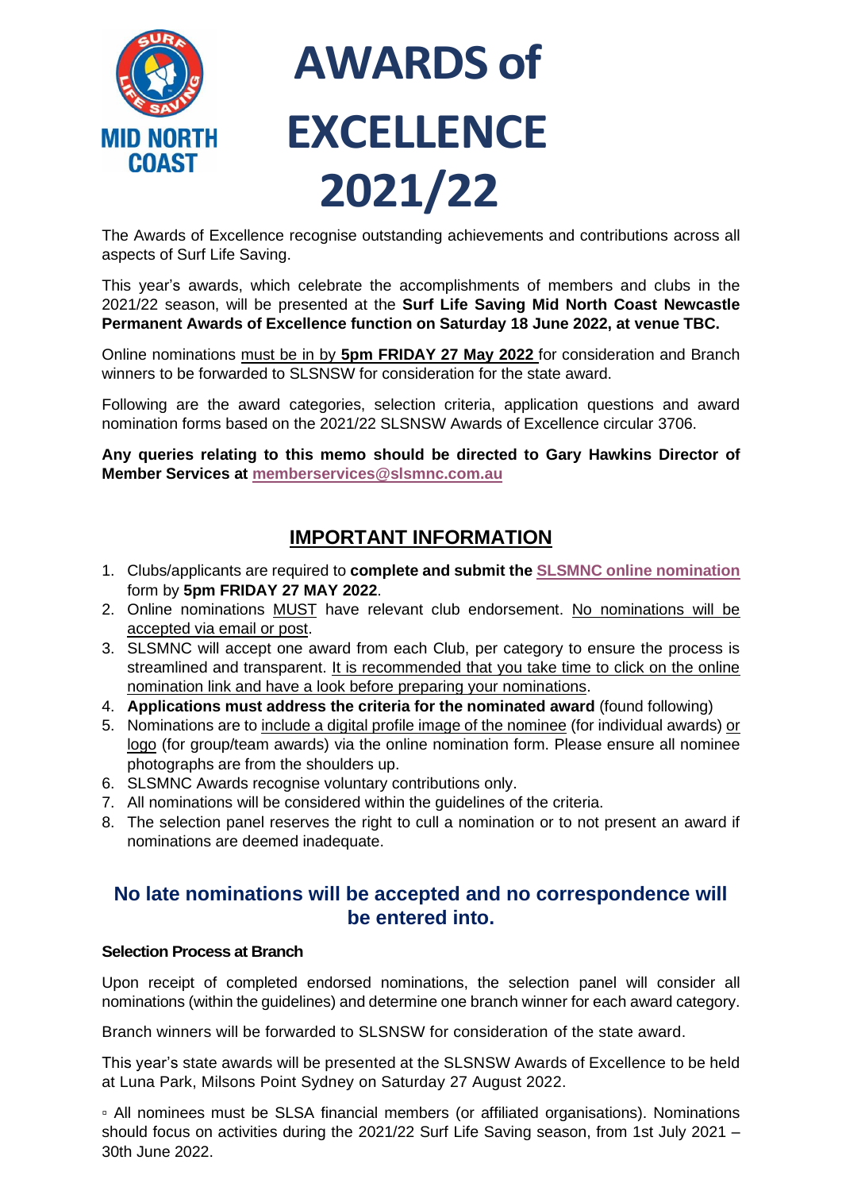# AWARDS of EXCELLENCE 2021/22

The Awards of Excellence recognise outstanding achievements and contributions across all aspects of Surf Life Saving.

This year's awards, which celebrate the accomplishments of members and clubs in the 2021/22 season, will be presented at the **Surf Life Saving Mid North Coast Newcastle Permanent Awards of Excellence function on Saturday 18 June 2022, at venue TBC.**

Online nominations must be in by **5pm FRIDAY 27 May 2022** for consideration and Branch winners to be forwarded to SLSNSW for consideration for the state award.

Following are the award categories, selection criteria, application questions and award nomination forms based on the 2021/22 SLSNSW Awards of Excellence circular 3706.

**Any queries relating to this memo should be directed to Gary Hawkins Director of Member Services at memberservices@slsmnc.com.au**

## IMPORTANT INFORMATION

1. Clubs/applicants are required to **complete and submit the SLSMNC online nomination** form by **5pm FRIDAY 27 MAY 2022**.
2. Online nominations MUST have relevant club endorsement. No nominations will be accepted via email or post.
3. SLSMNC will accept one award from each Club, per category to ensure the process is streamlined and transparent. It is recommended that you take time to click on the online nomination link and have a look before preparing your nominations.
4. **Applications must address the criteria for the nominated award** (found following)
5. Nominations are to include a digital profile image of the nominee (for individual awards) or logo (for group/team awards) via the online nomination form. Please ensure all nominee photographs are from the shoulders up.
6. SLSMNC Awards recognise voluntary contributions only.
7. All nominations will be considered within the guidelines of the criteria.
8. The selection panel reserves the right to cull a nomination or to not present an award if nominations are deemed inadequate.

### No late nominations will be accepted and no correspondence will be entered into.

**Selection Process at Branch**

Upon receipt of completed endorsed nominations, the selection panel will consider all nominations (within the guidelines) and determine one branch winner for each award category.

Branch winners will be forwarded to SLSNSW for consideration of the state award.

This year's state awards will be presented at the SLSNSW Awards of Excellence to be held at Luna Park, Milsons Point Sydney on Saturday 27 August 2022.

▫ All nominees must be SLSA financial members (or affiliated organisations). Nominations should focus on activities during the 2021/22 Surf Life Saving season, from 1st July 2021 – 30th June 2022.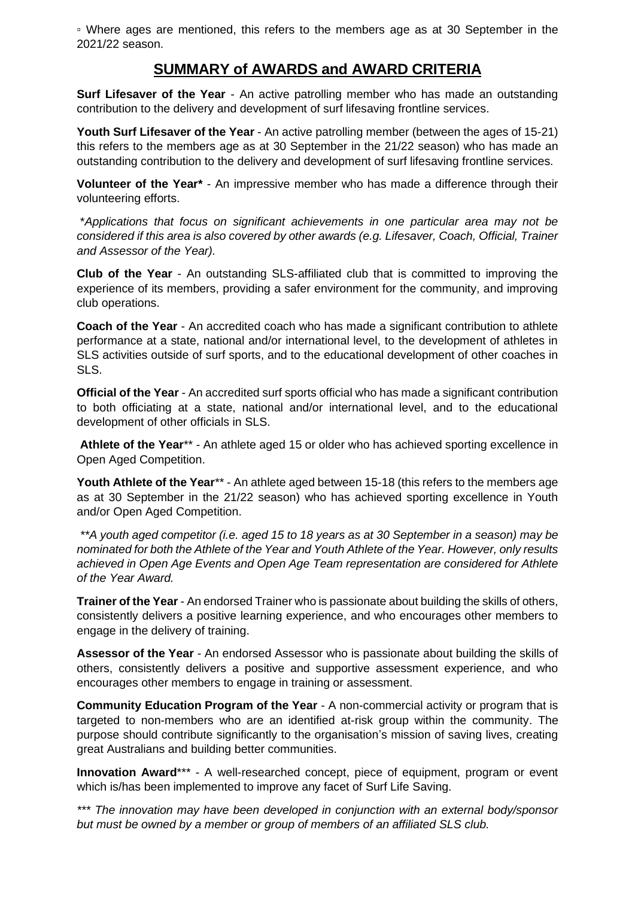- Where ages are mentioned, this refers to the members age as at 30 September in the 2021/22 season.

## SUMMARY of AWARDS and AWARD CRITERIA

**Surf Lifesaver of the Year** - An active patrolling member who has made an outstanding contribution to the delivery and development of surf lifesaving frontline services.

**Youth Surf Lifesaver of the Year** - An active patrolling member (between the ages of 15-21) this refers to the members age as at 30 September in the 21/22 season) who has made an outstanding contribution to the delivery and development of surf lifesaving frontline services.

**Volunteer of the Year*** - An impressive member who has made a difference through their volunteering efforts.

*\*Applications that focus on significant achievements in one particular area may not be considered if this area is also covered by other awards (e.g. Lifesaver, Coach, Official, Trainer and Assessor of the Year).*

**Club of the Year** - An outstanding SLS-affiliated club that is committed to improving the experience of its members, providing a safer environment for the community, and improving club operations.

**Coach of the Year** - An accredited coach who has made a significant contribution to athlete performance at a state, national and/or international level, to the development of athletes in SLS activities outside of surf sports, and to the educational development of other coaches in SLS.

**Official of the Year** - An accredited surf sports official who has made a significant contribution to both officiating at a state, national and/or international level, and to the educational development of other officials in SLS.

**Athlete of the Year**** - An athlete aged 15 or older who has achieved sporting excellence in Open Aged Competition.

**Youth Athlete of the Year**** - An athlete aged between 15-18 (this refers to the members age as at 30 September in the 21/22 season) who has achieved sporting excellence in Youth and/or Open Aged Competition.

*\*\*A youth aged competitor (i.e. aged 15 to 18 years as at 30 September in a season) may be nominated for both the Athlete of the Year and Youth Athlete of the Year. However, only results achieved in Open Age Events and Open Age Team representation are considered for Athlete of the Year Award.*

**Trainer of the Year** - An endorsed Trainer who is passionate about building the skills of others, consistently delivers a positive learning experience, and who encourages other members to engage in the delivery of training.

**Assessor of the Year** - An endorsed Assessor who is passionate about building the skills of others, consistently delivers a positive and supportive assessment experience, and who encourages other members to engage in training or assessment.

**Community Education Program of the Year** - A non-commercial activity or program that is targeted to non-members who are an identified at-risk group within the community. The purpose should contribute significantly to the organisation's mission of saving lives, creating great Australians and building better communities.

**Innovation Award***** - A well-researched concept, piece of equipment, program or event which is/has been implemented to improve any facet of Surf Life Saving.

*\*\*\* The innovation may have been developed in conjunction with an external body/sponsor but must be owned by a member or group of members of an affiliated SLS club.*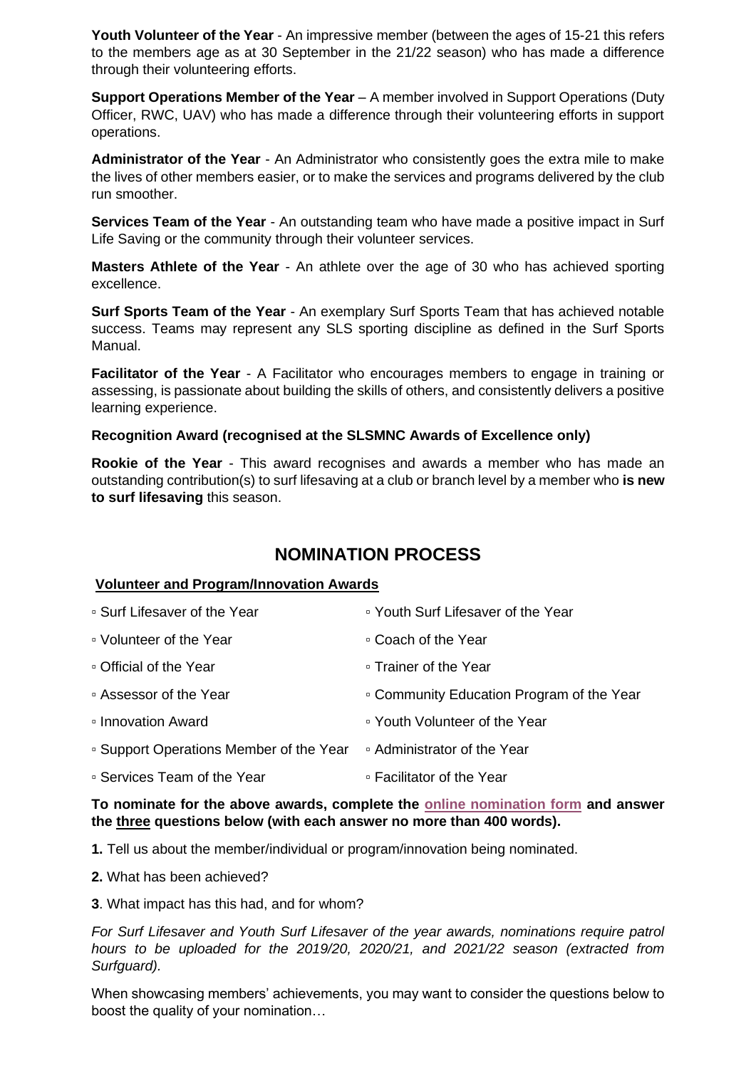**Youth Volunteer of the Year** - An impressive member (between the ages of 15-21 this refers to the members age as at 30 September in the 21/22 season) who has made a difference through their volunteering efforts.

**Support Operations Member of the Year** – A member involved in Support Operations (Duty Officer, RWC, UAV) who has made a difference through their volunteering efforts in support operations.

**Administrator of the Year** - An Administrator who consistently goes the extra mile to make the lives of other members easier, or to make the services and programs delivered by the club run smoother.

**Services Team of the Year** - An outstanding team who have made a positive impact in Surf Life Saving or the community through their volunteer services.

**Masters Athlete of the Year** - An athlete over the age of 30 who has achieved sporting excellence.

**Surf Sports Team of the Year** - An exemplary Surf Sports Team that has achieved notable success. Teams may represent any SLS sporting discipline as defined in the Surf Sports Manual.

**Facilitator of the Year** - A Facilitator who encourages members to engage in training or assessing, is passionate about building the skills of others, and consistently delivers a positive learning experience.

**Recognition Award (recognised at the SLSMNC Awards of Excellence only)**

**Rookie of the Year** - This award recognises and awards a member who has made an outstanding contribution(s) to surf lifesaving at a club or branch level by a member who **is new to surf lifesaving** this season.

## NOMINATION PROCESS

**Volunteer and Program/Innovation Awards**

- Surf Lifesaver of the Year
- Youth Surf Lifesaver of the Year
- Volunteer of the Year
- Coach of the Year
- Official of the Year
- Trainer of the Year
- Assessor of the Year
- Community Education Program of the Year
- Innovation Award
- Youth Volunteer of the Year
- Support Operations Member of the Year
- Administrator of the Year
- Services Team of the Year
- Facilitator of the Year

**To nominate for the above awards, complete the online nomination form and answer the three questions below (with each answer no more than 400 words).**

**1.** Tell us about the member/individual or program/innovation being nominated.

**2.** What has been achieved?

**3**. What impact has this had, and for whom?

*For Surf Lifesaver and Youth Surf Lifesaver of the year awards, nominations require patrol hours to be uploaded for the 2019/20, 2020/21, and 2021/22 season (extracted from Surfguard).*

When showcasing members' achievements, you may want to consider the questions below to boost the quality of your nomination…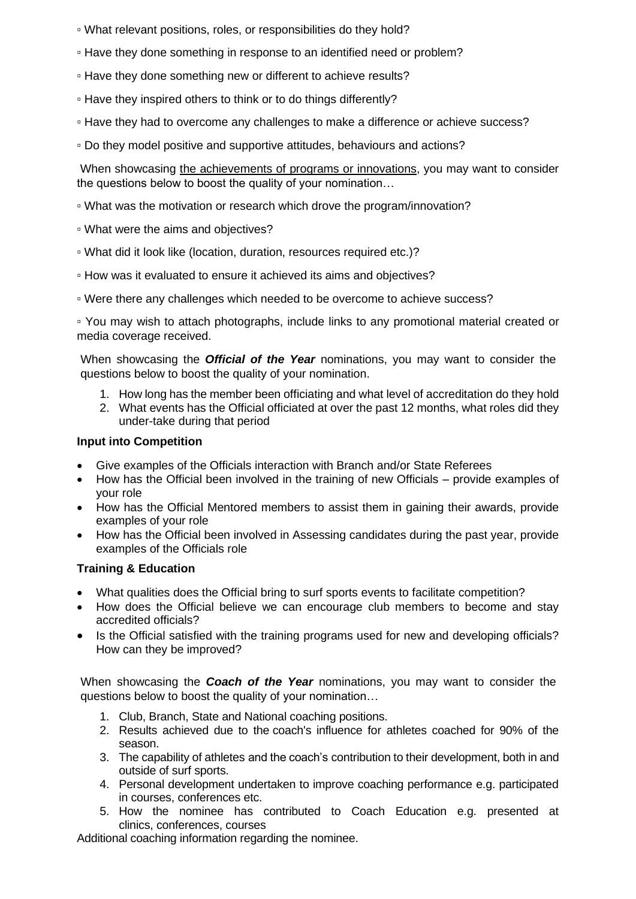- What relevant positions, roles, or responsibilities do they hold?
- Have they done something in response to an identified need or problem?
- Have they done something new or different to achieve results?
- Have they inspired others to think or to do things differently?
- Have they had to overcome any challenges to make a difference or achieve success?
- Do they model positive and supportive attitudes, behaviours and actions?

When showcasing the achievements of programs or innovations, you may want to consider the questions below to boost the quality of your nomination…

- What was the motivation or research which drove the program/innovation?
- What were the aims and objectives?
- What did it look like (location, duration, resources required etc.)?
- How was it evaluated to ensure it achieved its aims and objectives?
- Were there any challenges which needed to be overcome to achieve success?
- You may wish to attach photographs, include links to any promotional material created or media coverage received.

When showcasing the ***Official of the Year*** nominations, you may want to consider the questions below to boost the quality of your nomination.

1. How long has the member been officiating and what level of accreditation do they hold
2. What events has the Official officiated at over the past 12 months, what roles did they under-take during that period

**Input into Competition**

- Give examples of the Officials interaction with Branch and/or State Referees
- How has the Official been involved in the training of new Officials – provide examples of your role
- How has the Official Mentored members to assist them in gaining their awards, provide examples of your role
- How has the Official been involved in Assessing candidates during the past year, provide examples of the Officials role

**Training & Education**

- What qualities does the Official bring to surf sports events to facilitate competition?
- How does the Official believe we can encourage club members to become and stay accredited officials?
- Is the Official satisfied with the training programs used for new and developing officials? How can they be improved?

When showcasing the ***Coach of the Year*** nominations, you may want to consider the questions below to boost the quality of your nomination…

1. Club, Branch, State and National coaching positions.
2. Results achieved due to the coach's influence for athletes coached for 90% of the season.
3. The capability of athletes and the coach's contribution to their development, both in and outside of surf sports.
4. Personal development undertaken to improve coaching performance e.g. participated in courses, conferences etc.
5. How the nominee has contributed to Coach Education e.g. presented at clinics, conferences, courses

Additional coaching information regarding the nominee.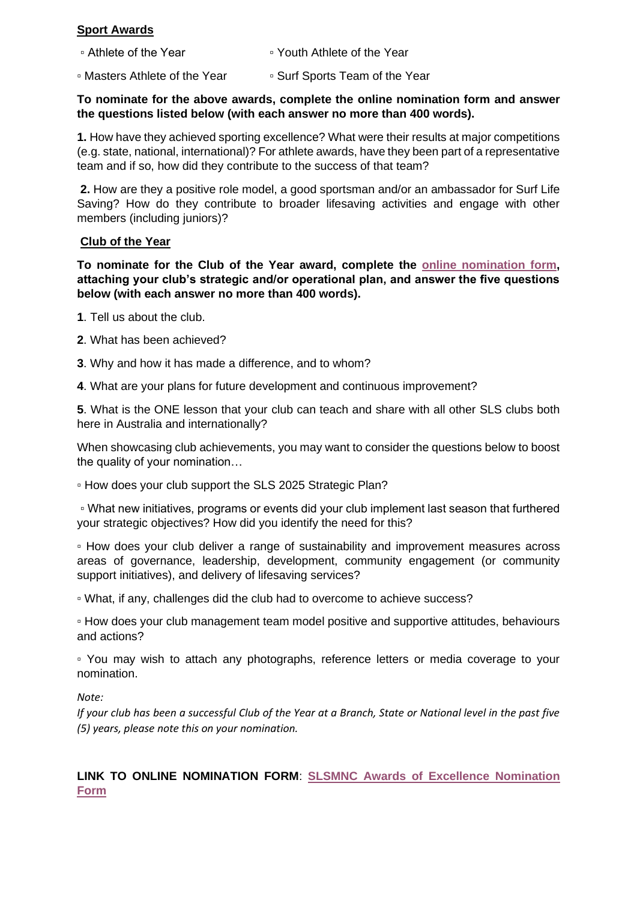**Sport Awards**

- Athlete of the Year
- Youth Athlete of the Year
- Masters Athlete of the Year
- Surf Sports Team of the Year

**To nominate for the above awards, complete the online nomination form and answer the questions listed below (with each answer no more than 400 words).**

**1.** How have they achieved sporting excellence? What were their results at major competitions (e.g. state, national, international)? For athlete awards, have they been part of a representative team and if so, how did they contribute to the success of that team?

**2.** How are they a positive role model, a good sportsman and/or an ambassador for Surf Life Saving? How do they contribute to broader lifesaving activities and engage with other members (including juniors)?

**Club of the Year**

**To nominate for the Club of the Year award, complete the online nomination form, attaching your club's strategic and/or operational plan, and answer the five questions below (with each answer no more than 400 words).**

**1**. Tell us about the club.

**2**. What has been achieved?

**3**. Why and how it has made a difference, and to whom?

**4**. What are your plans for future development and continuous improvement?

**5**. What is the ONE lesson that your club can teach and share with all other SLS clubs both here in Australia and internationally?

When showcasing club achievements, you may want to consider the questions below to boost the quality of your nomination…

- How does your club support the SLS 2025 Strategic Plan?
- What new initiatives, programs or events did your club implement last season that furthered your strategic objectives? How did you identify the need for this?
- How does your club deliver a range of sustainability and improvement measures across areas of governance, leadership, development, community engagement (or community support initiatives), and delivery of lifesaving services?
- What, if any, challenges did the club had to overcome to achieve success?
- How does your club management team model positive and supportive attitudes, behaviours and actions?
- You may wish to attach any photographs, reference letters or media coverage to your nomination.

*Note:*
*If your club has been a successful Club of the Year at a Branch, State or National level in the past five (5) years, please note this on your nomination.*

**LINK TO ONLINE NOMINATION FORM**: **SLSMNC Awards of Excellence Nomination Form**